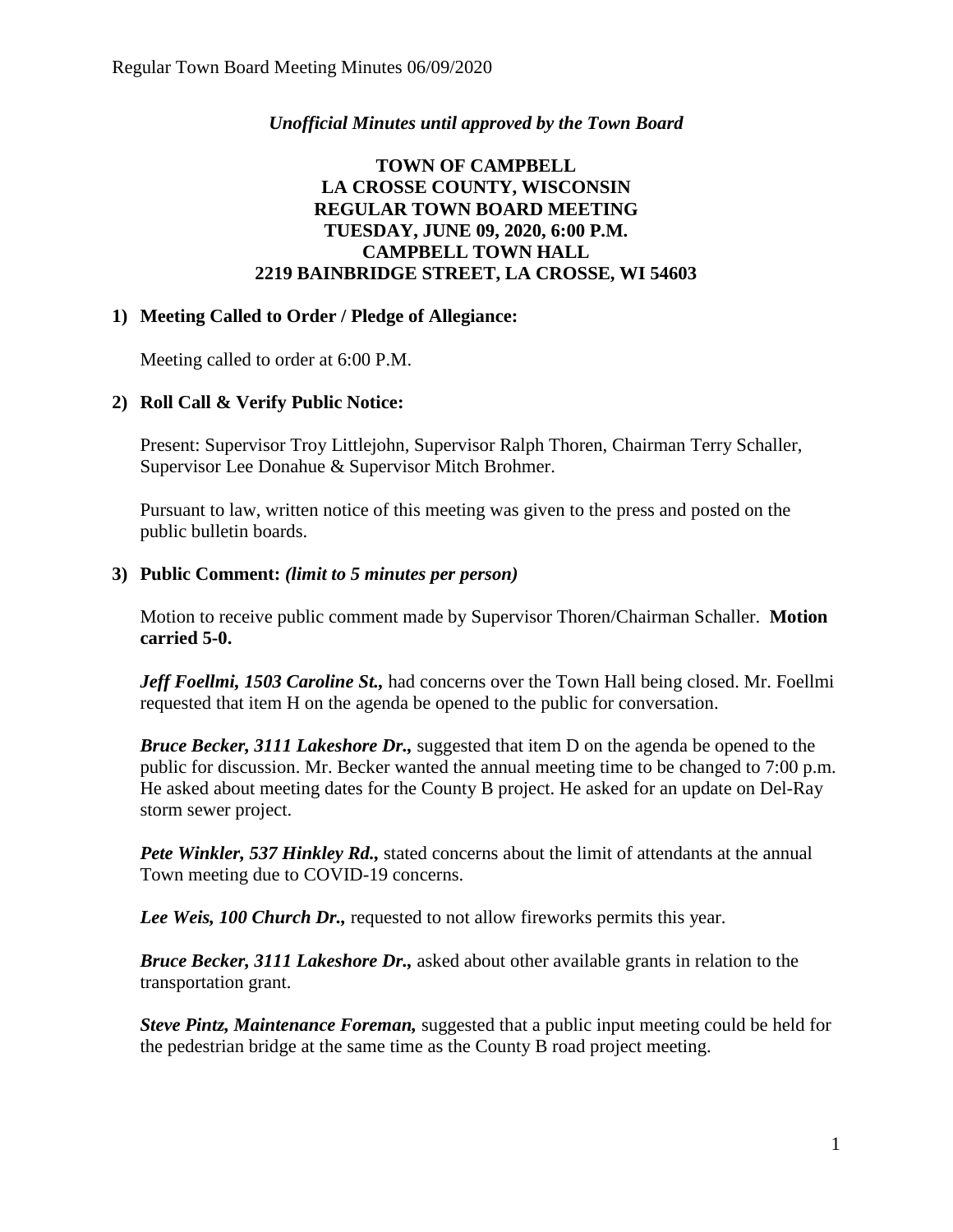*Unofficial Minutes until approved by the Town Board*

**TOWN OF CAMPBELL**
**LA CROSSE COUNTY, WISCONSIN**
**REGULAR TOWN BOARD MEETING**
**TUESDAY, JUNE 09, 2020, 6:00 P.M.**
**CAMPBELL TOWN HALL**
**2219 BAINBRIDGE STREET, LA CROSSE, WI 54603**

### 1) Meeting Called to Order / Pledge of Allegiance:

Meeting called to order at 6:00 P.M.

### 2) Roll Call & Verify Public Notice:

Present: Supervisor Troy Littlejohn, Supervisor Ralph Thoren, Chairman Terry Schaller, Supervisor Lee Donahue & Supervisor Mitch Brohmer.

Pursuant to law, written notice of this meeting was given to the press and posted on the public bulletin boards.

### 3) Public Comment: *(limit to 5 minutes per person)*

Motion to receive public comment made by Supervisor Thoren/Chairman Schaller. **Motion carried 5-0.**

***Jeff Foellmi, 1503 Caroline St.,*** had concerns over the Town Hall being closed. Mr. Foellmi requested that item H on the agenda be opened to the public for conversation.

***Bruce Becker, 3111 Lakeshore Dr.,*** suggested that item D on the agenda be opened to the public for discussion. Mr. Becker wanted the annual meeting time to be changed to 7:00 p.m. He asked about meeting dates for the County B project. He asked for an update on Del-Ray storm sewer project.

***Pete Winkler, 537 Hinkley Rd.,*** stated concerns about the limit of attendants at the annual Town meeting due to COVID-19 concerns.

***Lee Weis, 100 Church Dr.,*** requested to not allow fireworks permits this year.

***Bruce Becker, 3111 Lakeshore Dr.,*** asked about other available grants in relation to the transportation grant.

***Steve Pintz, Maintenance Foreman,*** suggested that a public input meeting could be held for the pedestrian bridge at the same time as the County B road project meeting.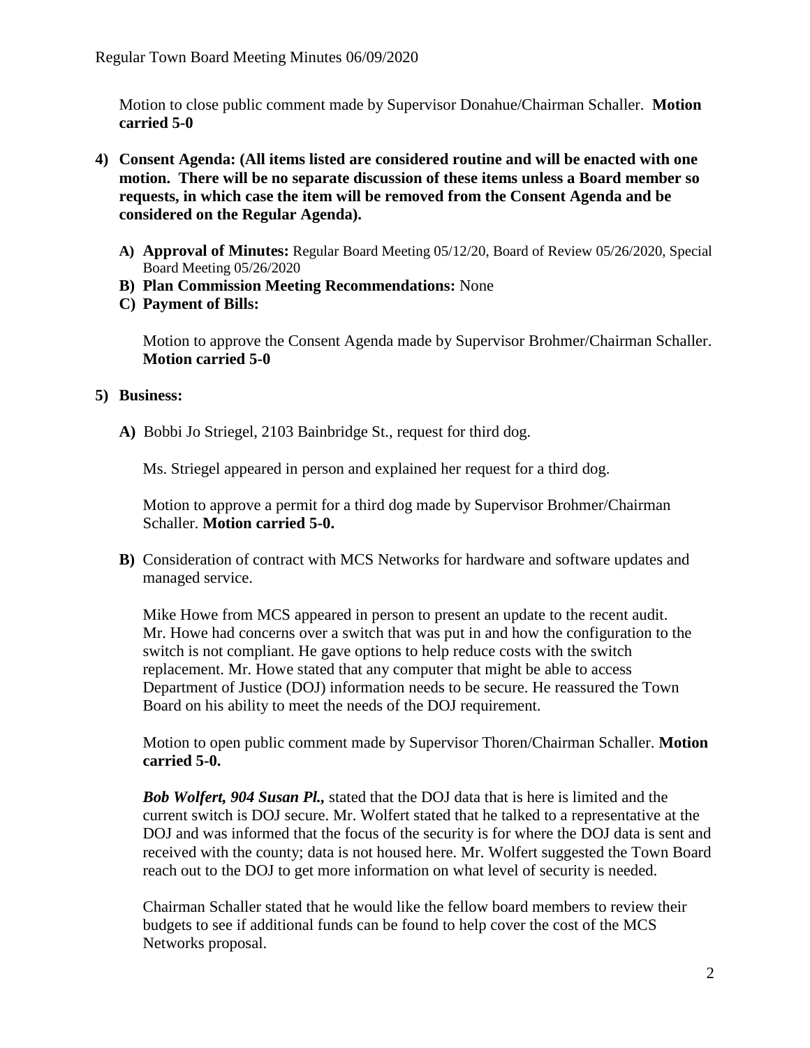Motion to close public comment made by Supervisor Donahue/Chairman Schaller. **Motion carried 5-0**

4) **Consent Agenda: (All items listed are considered routine and will be enacted with one motion. There will be no separate discussion of these items unless a Board member so requests, in which case the item will be removed from the Consent Agenda and be considered on the Regular Agenda).**

   A) **Approval of Minutes:** Regular Board Meeting 05/12/20, Board of Review 05/26/2020, Special Board Meeting 05/26/2020
   B) **Plan Commission Meeting Recommendations:** None
   C) **Payment of Bills:**

   Motion to approve the Consent Agenda made by Supervisor Brohmer/Chairman Schaller. **Motion carried 5-0**

5) **Business:**

   A) Bobbi Jo Striegel, 2103 Bainbridge St., request for third dog.

   Ms. Striegel appeared in person and explained her request for a third dog.

   Motion to approve a permit for a third dog made by Supervisor Brohmer/Chairman Schaller. **Motion carried 5-0.**

   B) Consideration of contract with MCS Networks for hardware and software updates and managed service.

   Mike Howe from MCS appeared in person to present an update to the recent audit. Mr. Howe had concerns over a switch that was put in and how the configuration to the switch is not compliant. He gave options to help reduce costs with the switch replacement. Mr. Howe stated that any computer that might be able to access Department of Justice (DOJ) information needs to be secure. He reassured the Town Board on his ability to meet the needs of the DOJ requirement.

   Motion to open public comment made by Supervisor Thoren/Chairman Schaller. **Motion carried 5-0.**

   ***Bob Wolfert, 904 Susan Pl.,*** stated that the DOJ data that is here is limited and the current switch is DOJ secure. Mr. Wolfert stated that he talked to a representative at the DOJ and was informed that the focus of the security is for where the DOJ data is sent and received with the county; data is not housed here. Mr. Wolfert suggested the Town Board reach out to the DOJ to get more information on what level of security is needed.

   Chairman Schaller stated that he would like the fellow board members to review their budgets to see if additional funds can be found to help cover the cost of the MCS Networks proposal.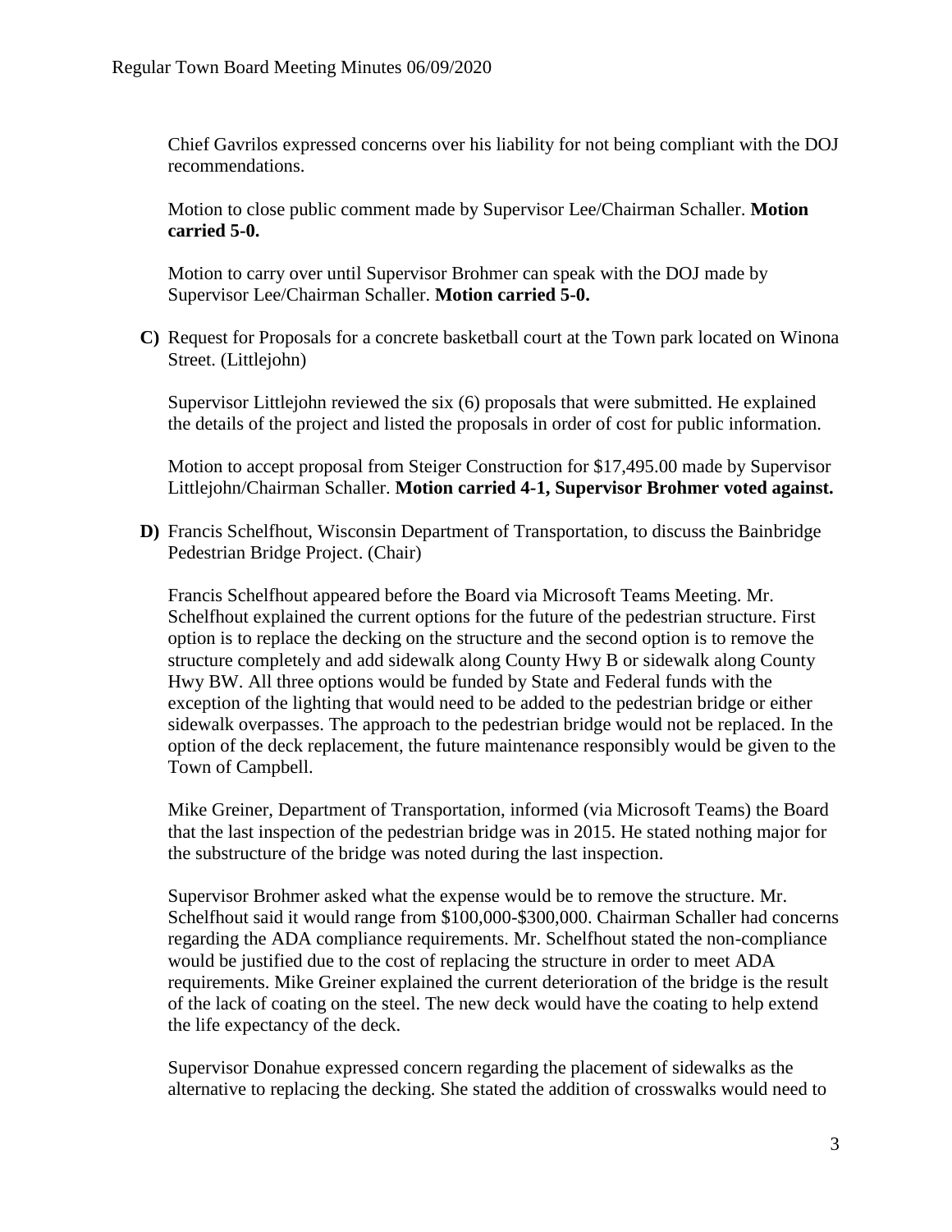Chief Gavrilos expressed concerns over his liability for not being compliant with the DOJ recommendations.

Motion to close public comment made by Supervisor Lee/Chairman Schaller. **Motion carried 5-0.**

Motion to carry over until Supervisor Brohmer can speak with the DOJ made by Supervisor Lee/Chairman Schaller. **Motion carried 5-0.**

**C)** Request for Proposals for a concrete basketball court at the Town park located on Winona Street. (Littlejohn)

Supervisor Littlejohn reviewed the six (6) proposals that were submitted. He explained the details of the project and listed the proposals in order of cost for public information.

Motion to accept proposal from Steiger Construction for $17,495.00 made by Supervisor Littlejohn/Chairman Schaller. **Motion carried 4-1, Supervisor Brohmer voted against.**

**D)** Francis Schelfhout, Wisconsin Department of Transportation, to discuss the Bainbridge Pedestrian Bridge Project. (Chair)

Francis Schelfhout appeared before the Board via Microsoft Teams Meeting. Mr. Schelfhout explained the current options for the future of the pedestrian structure. First option is to replace the decking on the structure and the second option is to remove the structure completely and add sidewalk along County Hwy B or sidewalk along County Hwy BW. All three options would be funded by State and Federal funds with the exception of the lighting that would need to be added to the pedestrian bridge or either sidewalk overpasses. The approach to the pedestrian bridge would not be replaced. In the option of the deck replacement, the future maintenance responsibly would be given to the Town of Campbell.

Mike Greiner, Department of Transportation, informed (via Microsoft Teams) the Board that the last inspection of the pedestrian bridge was in 2015. He stated nothing major for the substructure of the bridge was noted during the last inspection.

Supervisor Brohmer asked what the expense would be to remove the structure. Mr. Schelfhout said it would range from $100,000-$300,000. Chairman Schaller had concerns regarding the ADA compliance requirements. Mr. Schelfhout stated the non-compliance would be justified due to the cost of replacing the structure in order to meet ADA requirements. Mike Greiner explained the current deterioration of the bridge is the result of the lack of coating on the steel. The new deck would have the coating to help extend the life expectancy of the deck.

Supervisor Donahue expressed concern regarding the placement of sidewalks as the alternative to replacing the decking. She stated the addition of crosswalks would need to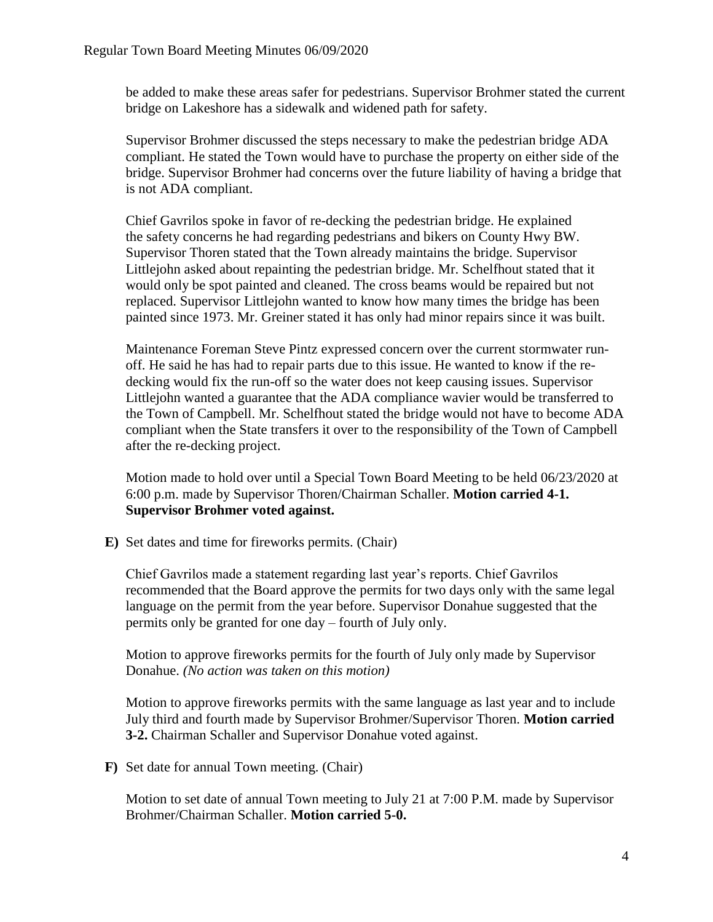be added to make these areas safer for pedestrians. Supervisor Brohmer stated the current bridge on Lakeshore has a sidewalk and widened path for safety.

Supervisor Brohmer discussed the steps necessary to make the pedestrian bridge ADA compliant. He stated the Town would have to purchase the property on either side of the bridge. Supervisor Brohmer had concerns over the future liability of having a bridge that is not ADA compliant.

Chief Gavrilos spoke in favor of re-decking the pedestrian bridge. He explained the safety concerns he had regarding pedestrians and bikers on County Hwy BW. Supervisor Thoren stated that the Town already maintains the bridge. Supervisor Littlejohn asked about repainting the pedestrian bridge. Mr. Schelfhout stated that it would only be spot painted and cleaned. The cross beams would be repaired but not replaced. Supervisor Littlejohn wanted to know how many times the bridge has been painted since 1973. Mr. Greiner stated it has only had minor repairs since it was built.

Maintenance Foreman Steve Pintz expressed concern over the current stormwater run-off. He said he has had to repair parts due to this issue. He wanted to know if the re-decking would fix the run-off so the water does not keep causing issues. Supervisor Littlejohn wanted a guarantee that the ADA compliance wavier would be transferred to the Town of Campbell. Mr. Schelfhout stated the bridge would not have to become ADA compliant when the State transfers it over to the responsibility of the Town of Campbell after the re-decking project.

Motion made to hold over until a Special Town Board Meeting to be held 06/23/2020 at 6:00 p.m. made by Supervisor Thoren/Chairman Schaller. **Motion carried 4-1. Supervisor Brohmer voted against.**

**E)** Set dates and time for fireworks permits. (Chair)

Chief Gavrilos made a statement regarding last year's reports. Chief Gavrilos recommended that the Board approve the permits for two days only with the same legal language on the permit from the year before. Supervisor Donahue suggested that the permits only be granted for one day – fourth of July only.

Motion to approve fireworks permits for the fourth of July only made by Supervisor Donahue. *(No action was taken on this motion)*

Motion to approve fireworks permits with the same language as last year and to include July third and fourth made by Supervisor Brohmer/Supervisor Thoren. **Motion carried 3-2.** Chairman Schaller and Supervisor Donahue voted against.

**F)** Set date for annual Town meeting. (Chair)

Motion to set date of annual Town meeting to July 21 at 7:00 P.M. made by Supervisor Brohmer/Chairman Schaller. **Motion carried 5-0.**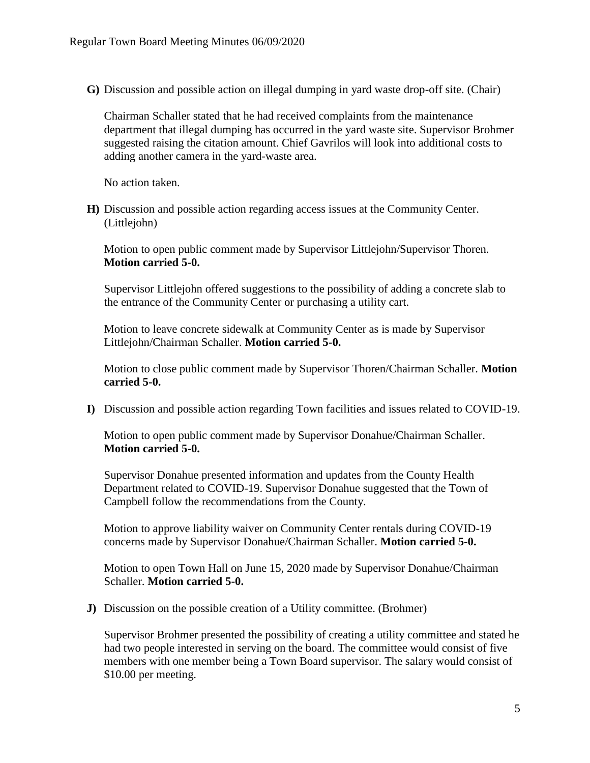**G)** Discussion and possible action on illegal dumping in yard waste drop-off site. (Chair)

Chairman Schaller stated that he had received complaints from the maintenance department that illegal dumping has occurred in the yard waste site. Supervisor Brohmer suggested raising the citation amount. Chief Gavrilos will look into additional costs to adding another camera in the yard-waste area.

No action taken.

**H)** Discussion and possible action regarding access issues at the Community Center. (Littlejohn)

Motion to open public comment made by Supervisor Littlejohn/Supervisor Thoren. **Motion carried 5-0.**

Supervisor Littlejohn offered suggestions to the possibility of adding a concrete slab to the entrance of the Community Center or purchasing a utility cart.

Motion to leave concrete sidewalk at Community Center as is made by Supervisor Littlejohn/Chairman Schaller. **Motion carried 5-0.**

Motion to close public comment made by Supervisor Thoren/Chairman Schaller. **Motion carried 5-0.**

**I)** Discussion and possible action regarding Town facilities and issues related to COVID-19.

Motion to open public comment made by Supervisor Donahue/Chairman Schaller. **Motion carried 5-0.**

Supervisor Donahue presented information and updates from the County Health Department related to COVID-19. Supervisor Donahue suggested that the Town of Campbell follow the recommendations from the County.

Motion to approve liability waiver on Community Center rentals during COVID-19 concerns made by Supervisor Donahue/Chairman Schaller. **Motion carried 5-0.**

Motion to open Town Hall on June 15, 2020 made by Supervisor Donahue/Chairman Schaller. **Motion carried 5-0.**

**J)** Discussion on the possible creation of a Utility committee. (Brohmer)

Supervisor Brohmer presented the possibility of creating a utility committee and stated he had two people interested in serving on the board. The committee would consist of five members with one member being a Town Board supervisor. The salary would consist of $10.00 per meeting.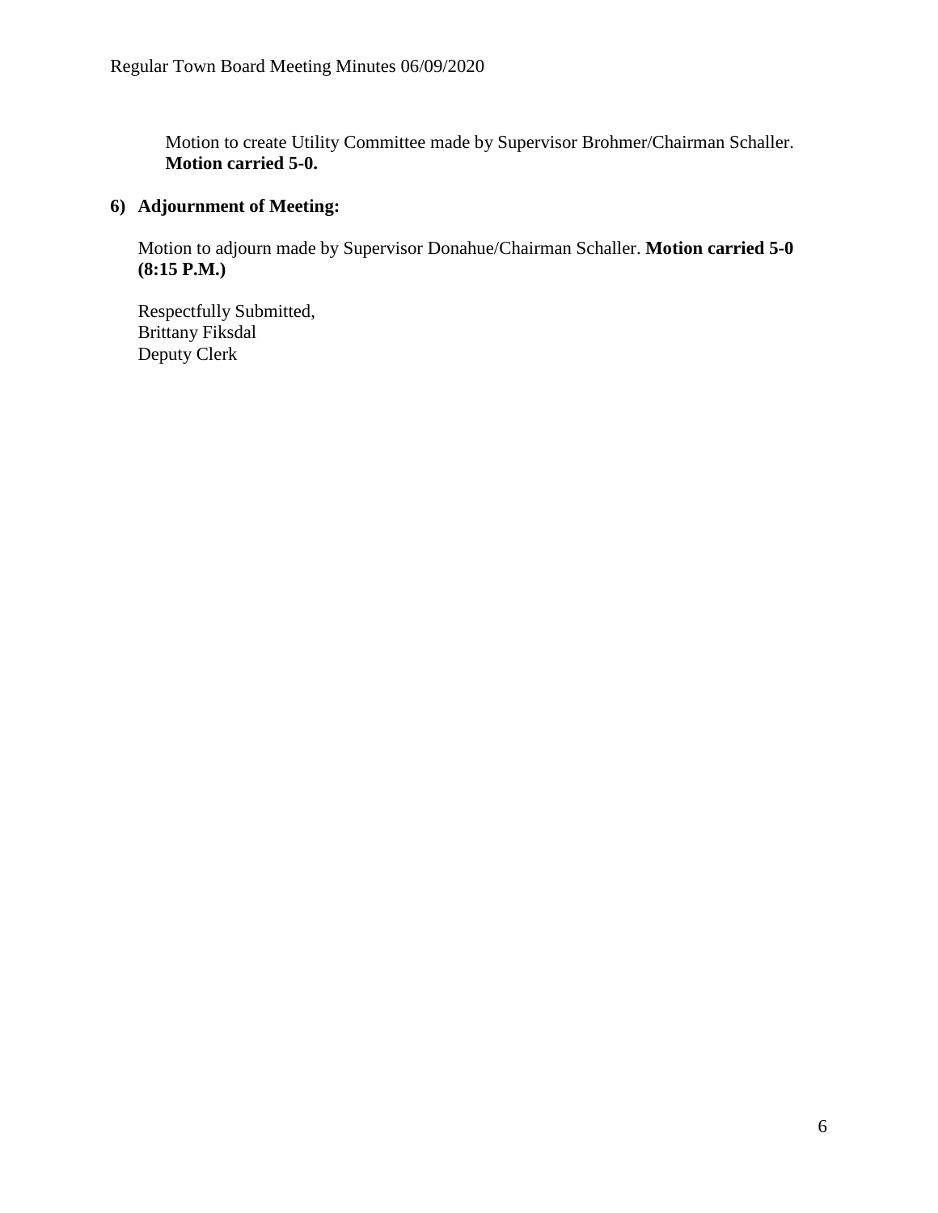Motion to create Utility Committee made by Supervisor Brohmer/Chairman Schaller. **Motion carried 5-0.**

## 6) Adjournment of Meeting:

Motion to adjourn made by Supervisor Donahue/Chairman Schaller. **Motion carried 5-0 (8:15 P.M.)**

Respectfully Submitted,
Brittany Fiksdal
Deputy Clerk